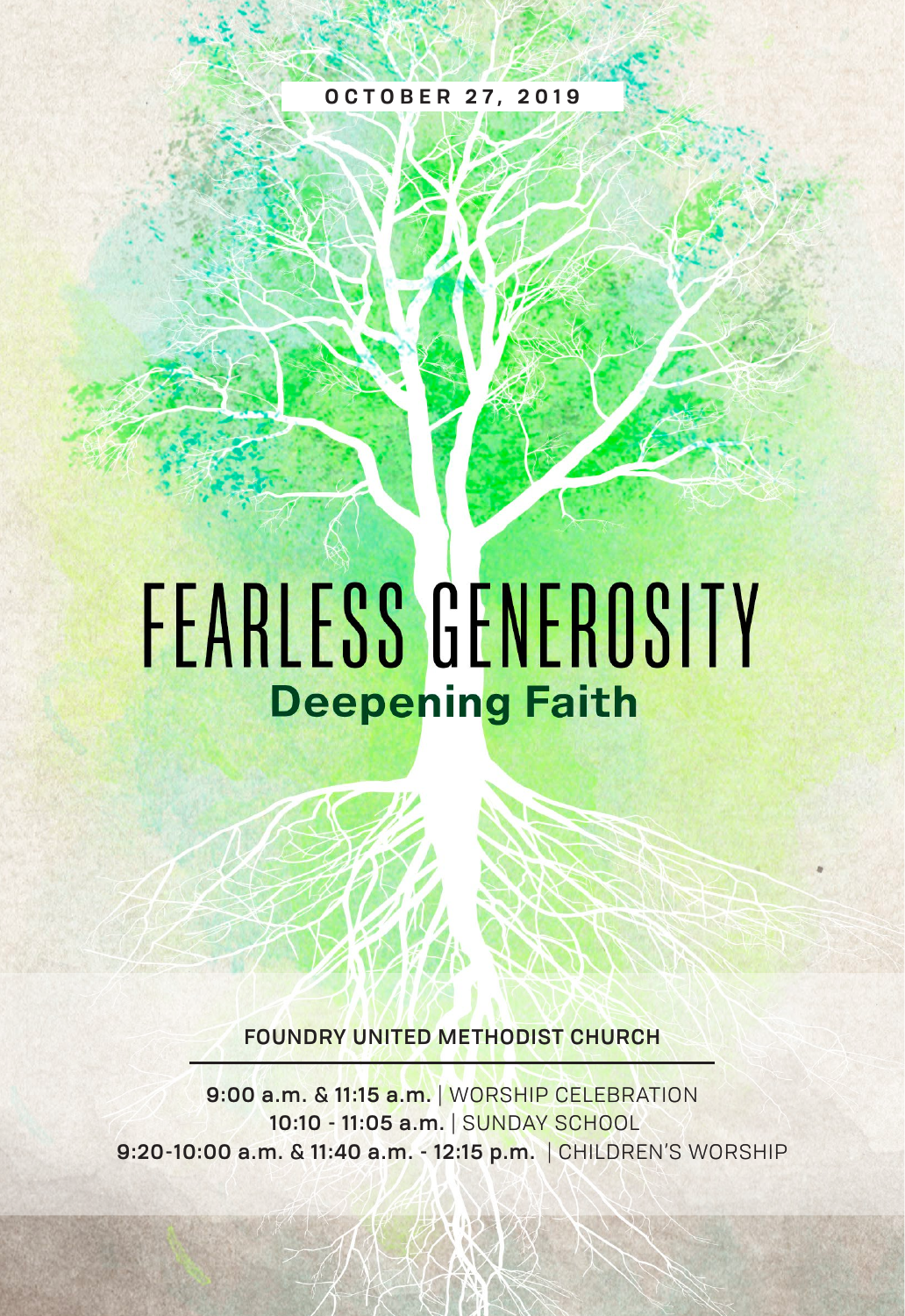**OCTOBER 27, 2019**

# FEARLESS GENEROSITY

## Deepening Faith

**FOUNDRY UNITED METHODIST CHURCH**

**9:00 a.m. & 11:15 a.m.** | WORSHIP CELEBRATION
**10:10 - 11:05 a.m.** | SUNDAY SCHOOL
**9:20-10:00 a.m. & 11:40 a.m. - 12:15 p.m.** | CHILDREN'S WORSHIP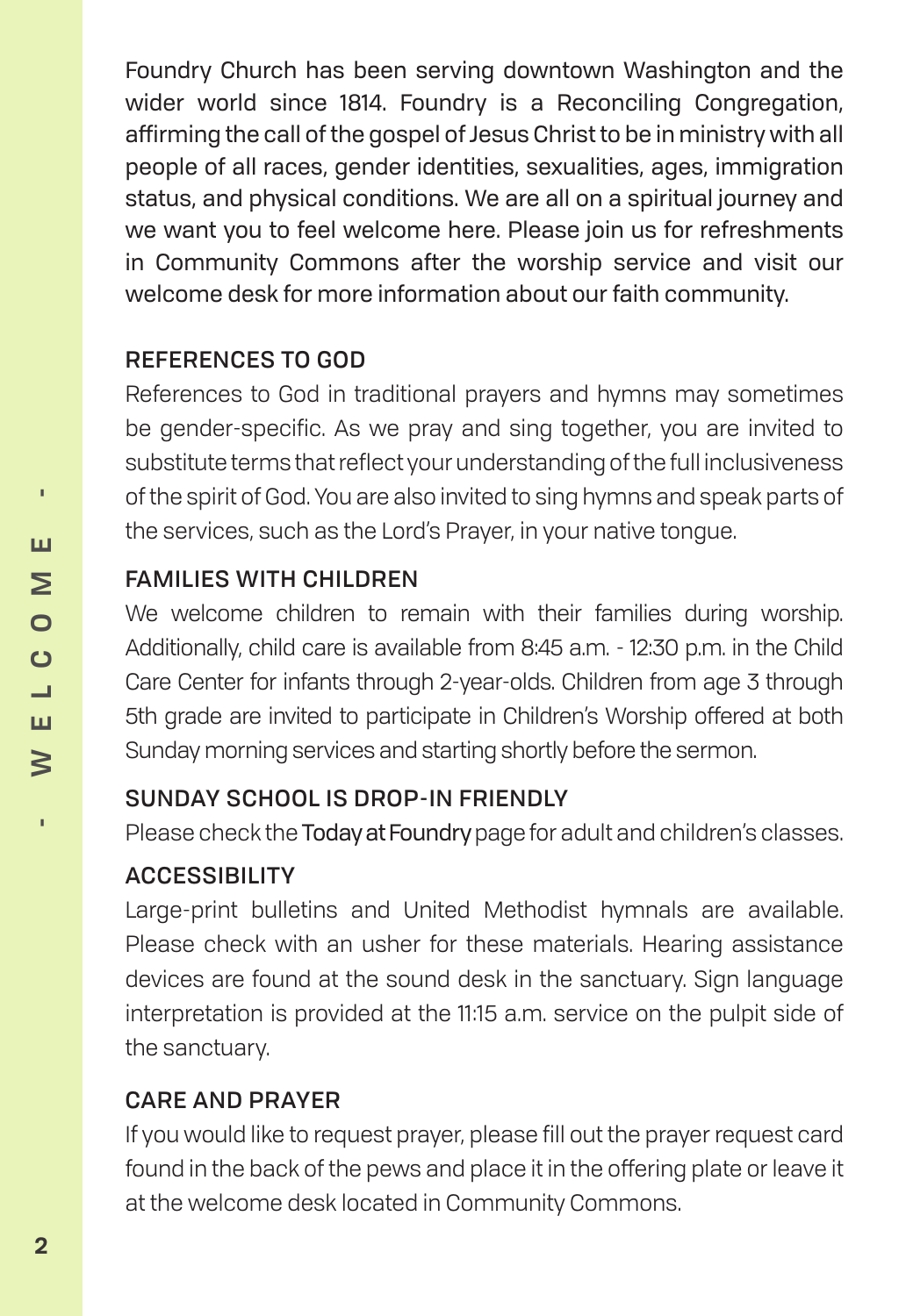Foundry Church has been serving downtown Washington and the wider world since 1814. Foundry is a Reconciling Congregation, affirming the call of the gospel of Jesus Christ to be in ministry with all people of all races, gender identities, sexualities, ages, immigration status, and physical conditions. We are all on a spiritual journey and we want you to feel welcome here. Please join us for refreshments in Community Commons after the worship service and visit our welcome desk for more information about our faith community.

## REFERENCES TO GOD

References to God in traditional prayers and hymns may sometimes be gender-specific. As we pray and sing together, you are invited to substitute terms that reflect your understanding of the full inclusiveness of the spirit of God. You are also invited to sing hymns and speak parts of the services, such as the Lord's Prayer, in your native tongue.

## FAMILIES WITH CHILDREN

We welcome children to remain with their families during worship. Additionally, child care is available from 8:45 a.m. - 12:30 p.m. in the Child Care Center for infants through 2-year-olds. Children from age 3 through 5th grade are invited to participate in Children's Worship offered at both Sunday morning services and starting shortly before the sermon.

## SUNDAY SCHOOL IS DROP-IN FRIENDLY

Please check the **Today at Foundry** page for adult and children's classes.

## ACCESSIBILITY

Large-print bulletins and United Methodist hymnals are available. Please check with an usher for these materials. Hearing assistance devices are found at the sound desk in the sanctuary. Sign language interpretation is provided at the 11:15 a.m. service on the pulpit side of the sanctuary.

## CARE AND PRAYER

If you would like to request prayer, please fill out the prayer request card found in the back of the pews and place it in the offering plate or leave it at the welcome desk located in Community Commons.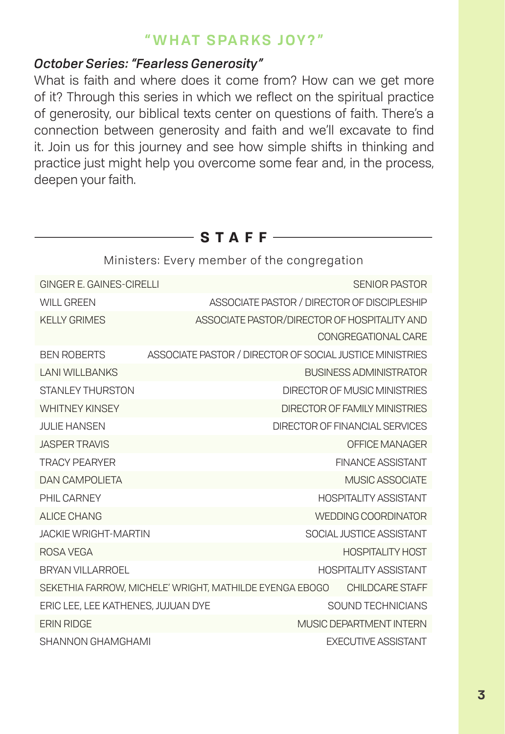## "WHAT SPARKS JOY?"

***October Series: "Fearless Generosity"***

What is faith and where does it come from? How can we get more of it? Through this series in which we reflect on the spiritual practice of generosity, our biblical texts center on questions of faith. There's a connection between generosity and faith and we'll excavate to find it. Join us for this journey and see how simple shifts in thinking and practice just might help you overcome some fear and, in the process, deepen your faith.

## STAFF

Ministers: Every member of the congregation

| Name | Role |
|---|---|
| GINGER E. GAINES-CIRELLI | SENIOR PASTOR |
| WILL GREEN | ASSOCIATE PASTOR / DIRECTOR OF DISCIPLESHIP |
| KELLY GRIMES | ASSOCIATE PASTOR/DIRECTOR OF HOSPITALITY AND CONGREGATIONAL CARE |
| BEN ROBERTS | ASSOCIATE PASTOR / DIRECTOR OF SOCIAL JUSTICE MINISTRIES |
| LANI WILLBANKS | BUSINESS ADMINISTRATOR |
| STANLEY THURSTON | DIRECTOR OF MUSIC MINISTRIES |
| WHITNEY KINSEY | DIRECTOR OF FAMILY MINISTRIES |
| JULIE HANSEN | DIRECTOR OF FINANCIAL SERVICES |
| JASPER TRAVIS | OFFICE MANAGER |
| TRACY PEARYER | FINANCE ASSISTANT |
| DAN CAMPOLIETA | MUSIC ASSOCIATE |
| PHIL CARNEY | HOSPITALITY ASSISTANT |
| ALICE CHANG | WEDDING COORDINATOR |
| JACKIE WRIGHT-MARTIN | SOCIAL JUSTICE ASSISTANT |
| ROSA VEGA | HOSPITALITY HOST |
| BRYAN VILLARROEL | HOSPITALITY ASSISTANT |
| SEKETHIA FARROW, MICHELE' WRIGHT, MATHILDE EYENGA EBOGO | CHILDCARE STAFF |
| ERIC LEE, LEE KATHENES, JUJUAN DYE | SOUND TECHNICIANS |
| ERIN RIDGE | MUSIC DEPARTMENT INTERN |
| SHANNON GHAMGHAMI | EXECUTIVE ASSISTANT |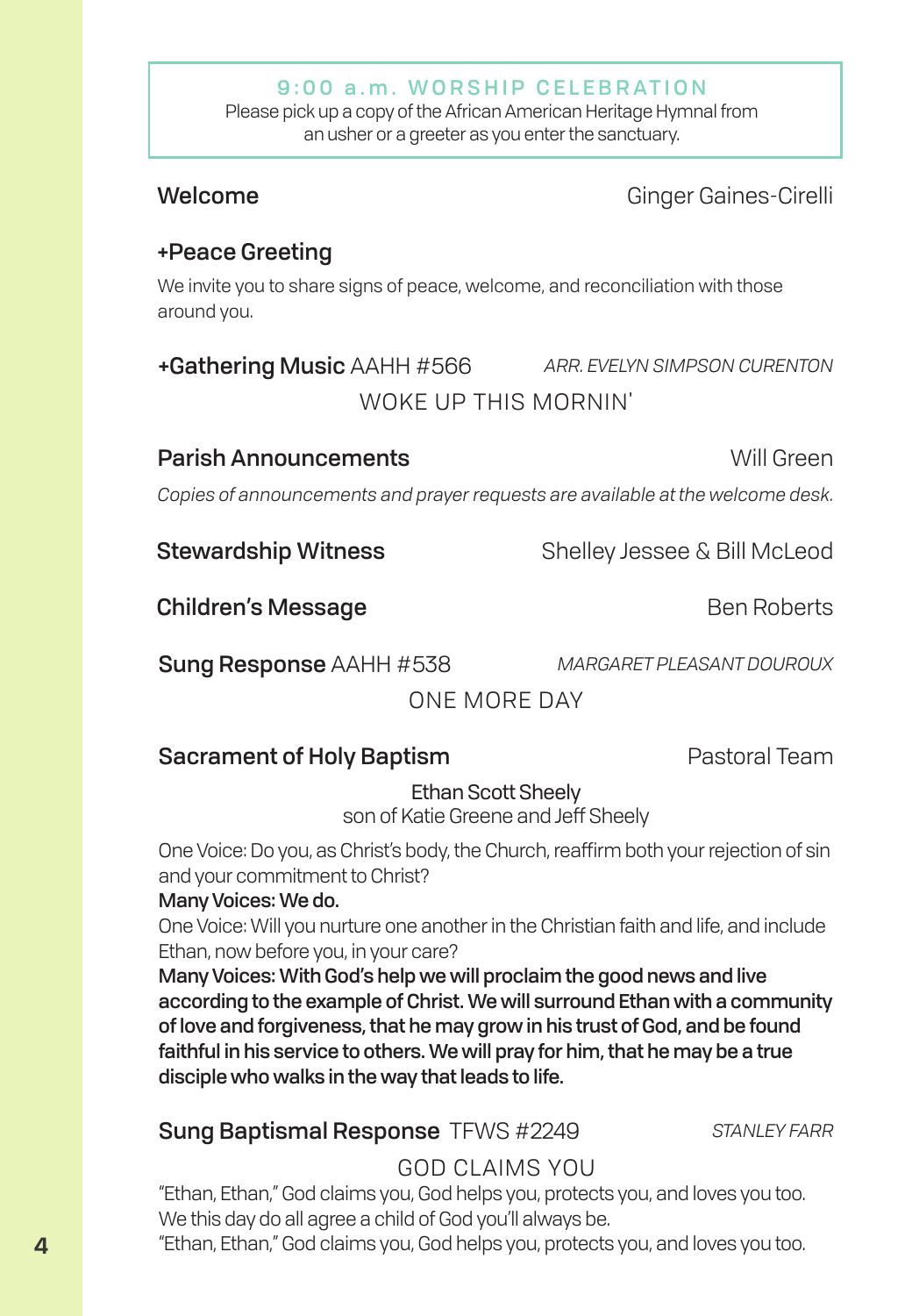## 9:00 a.m. WORSHIP CELEBRATION

Please pick up a copy of the African American Heritage Hymnal from an usher or a greeter as you enter the sanctuary.

**Welcome** Ginger Gaines-Cirelli

**+Peace Greeting**

We invite you to share signs of peace, welcome, and reconciliation with those around you.

**+Gathering Music** AAHH #566 *ARR. EVELYN SIMPSON CURENTON*

WOKE UP THIS MORNIN'

**Parish Announcements** Will Green

*Copies of announcements and prayer requests are available at the welcome desk.*

**Stewardship Witness** Shelley Jessee & Bill McLeod

**Children's Message** Ben Roberts

**Sung Response** AAHH #538 *MARGARET PLEASANT DOUROUX*

ONE MORE DAY

**Sacrament of Holy Baptism** Pastoral Team

Ethan Scott Sheely
son of Katie Greene and Jeff Sheely

One Voice: Do you, as Christ's body, the Church, reaffirm both your rejection of sin and your commitment to Christ?

**Many Voices: We do.**

One Voice: Will you nurture one another in the Christian faith and life, and include Ethan, now before you, in your care?

**Many Voices: With God's help we will proclaim the good news and live according to the example of Christ. We will surround Ethan with a community of love and forgiveness, that he may grow in his trust of God, and be found faithful in his service to others. We will pray for him, that he may be a true disciple who walks in the way that leads to life.**

**Sung Baptismal Response** TFWS #2249 *STANLEY FARR*

GOD CLAIMS YOU

"Ethan, Ethan," God claims you, God helps you, protects you, and loves you too.
We this day do all agree a child of God you'll always be.
"Ethan, Ethan," God claims you, God helps you, protects you, and loves you too.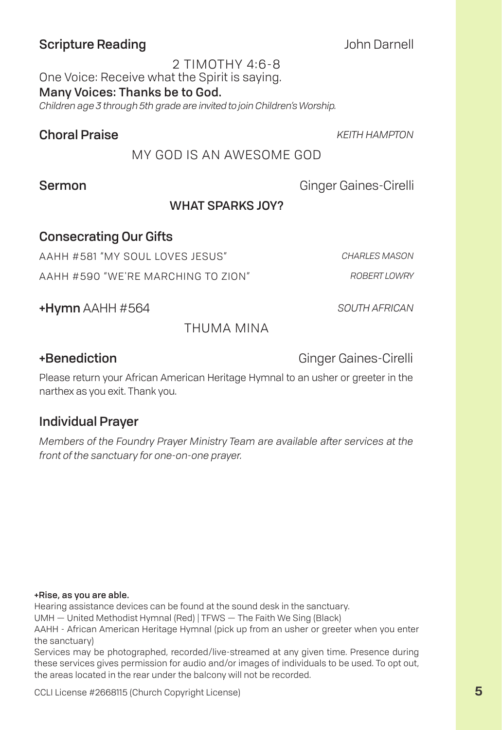**Scripture Reading** John Darnell

2 TIMOTHY 4:6-8

One Voice: Receive what the Spirit is saying.

**Many Voices: Thanks be to God.**

*Children age 3 through 5th grade are invited to join Children's Worship.*

**Choral Praise** *KEITH HAMPTON*

MY GOD IS AN AWESOME GOD

**Sermon** Ginger Gaines-Cirelli

**WHAT SPARKS JOY?**

**Consecrating Our Gifts**

AAHH #581 "MY SOUL LOVES JESUS" *CHARLES MASON*

AAHH #590 "WE'RE MARCHING TO ZION" *ROBERT LOWRY*

**+Hymn** AAHH #564 *SOUTH AFRICAN*

THUMA MINA

**+Benediction** Ginger Gaines-Cirelli

Please return your African American Heritage Hymnal to an usher or greeter in the narthex as you exit. Thank you.

**Individual Prayer**

*Members of the Foundry Prayer Ministry Team are available after services at the front of the sanctuary for one-on-one prayer.*

**+Rise, as you are able.**

Hearing assistance devices can be found at the sound desk in the sanctuary.

UMH — United Methodist Hymnal (Red) | TFWS — The Faith We Sing (Black)

AAHH - African American Heritage Hymnal (pick up from an usher or greeter when you enter the sanctuary)

Services may be photographed, recorded/live-streamed at any given time. Presence during these services gives permission for audio and/or images of individuals to be used. To opt out, the areas located in the rear under the balcony will not be recorded.

CCLI License #2668115 (Church Copyright License)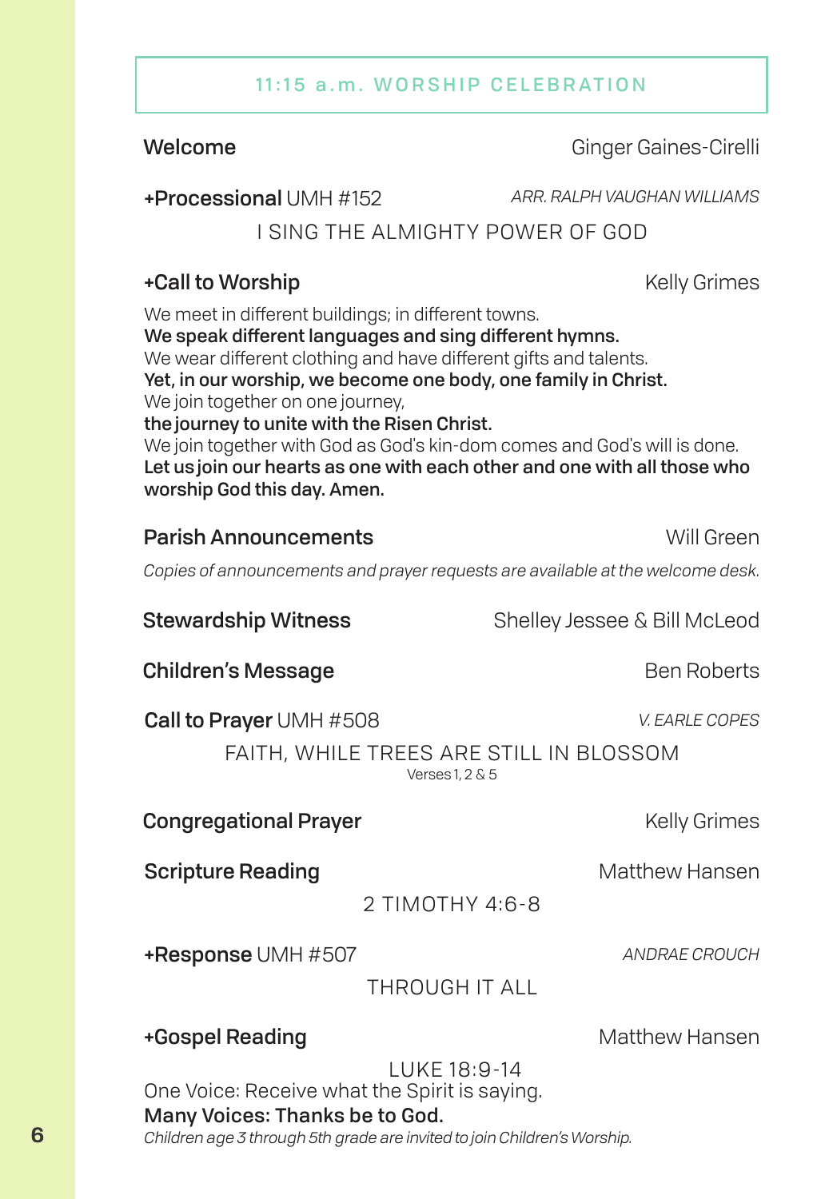## 11:15 a.m. WORSHIP CELEBRATION

**Welcome** — Ginger Gaines-Cirelli

**+Processional** UMH #152 — *ARR. RALPH VAUGHAN WILLIAMS*

I SING THE ALMIGHTY POWER OF GOD

**+Call to Worship** — Kelly Grimes

We meet in different buildings; in different towns.
**We speak different languages and sing different hymns.**
We wear different clothing and have different gifts and talents.
**Yet, in our worship, we become one body, one family in Christ.**
We join together on one journey,
**the journey to unite with the Risen Christ.**
We join together with God as God's kin-dom comes and God's will is done.
**Let us join our hearts as one with each other and one with all those who worship God this day. Amen.**

**Parish Announcements** — Will Green

*Copies of announcements and prayer requests are available at the welcome desk.*

**Stewardship Witness** — Shelley Jessee & Bill McLeod

**Children's Message** — Ben Roberts

**Call to Prayer** UMH #508 — *V. EARLE COPES*

FAITH, WHILE TREES ARE STILL IN BLOSSOM
Verses 1, 2 & 5

**Congregational Prayer** — Kelly Grimes

**Scripture Reading** — Matthew Hansen

2 TIMOTHY 4:6-8

**+Response** UMH #507 — *ANDRAE CROUCH*

THROUGH IT ALL

**+Gospel Reading** — Matthew Hansen

LUKE 18:9-14

One Voice: Receive what the Spirit is saying.
**Many Voices: Thanks be to God.**

*Children age 3 through 5th grade are invited to join Children's Worship.*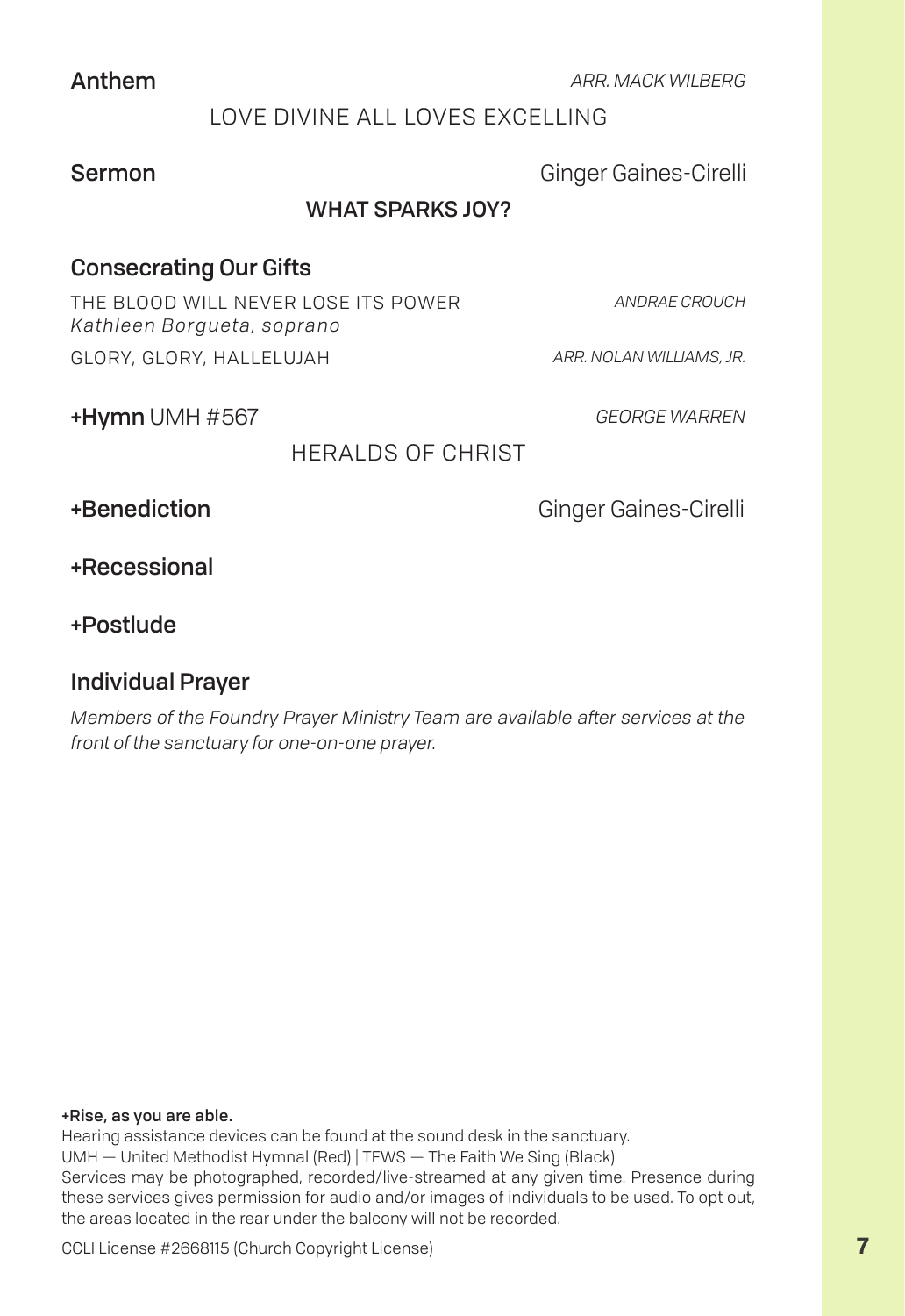**Anthem** *ARR. MACK WILBERG*

LOVE DIVINE ALL LOVES EXCELLING

**Sermon** Ginger Gaines-Cirelli

**WHAT SPARKS JOY?**

**Consecrating Our Gifts**

THE BLOOD WILL NEVER LOSE ITS POWER *ANDRAE CROUCH*
*Kathleen Borgueta, soprano*

GLORY, GLORY, HALLELUJAH *ARR. NOLAN WILLIAMS, JR.*

**+Hymn** UMH #567 *GEORGE WARREN*

HERALDS OF CHRIST

**+Benediction** Ginger Gaines-Cirelli

**+Recessional**

**+Postlude**

**Individual Prayer**

*Members of the Foundry Prayer Ministry Team are available after services at the front of the sanctuary for one-on-one prayer.*

**+Rise, as you are able.**
Hearing assistance devices can be found at the sound desk in the sanctuary.
UMH — United Methodist Hymnal (Red) | TFWS — The Faith We Sing (Black)
Services may be photographed, recorded/live-streamed at any given time. Presence during these services gives permission for audio and/or images of individuals to be used. To opt out, the areas located in the rear under the balcony will not be recorded.

CCLI License #2668115 (Church Copyright License)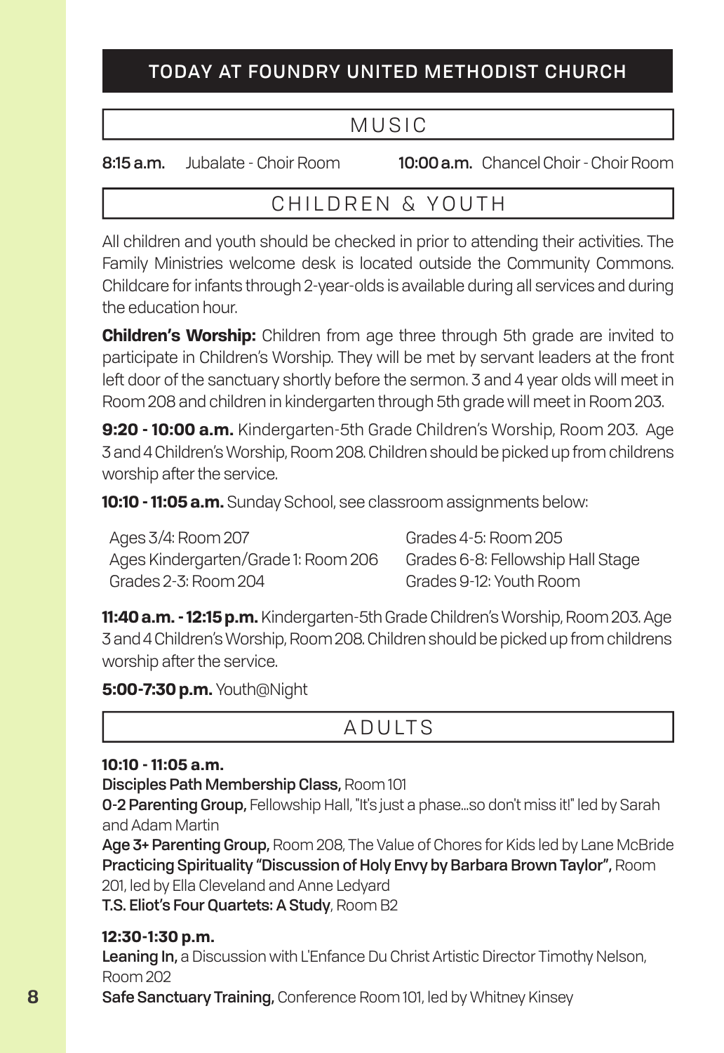# TODAY AT FOUNDRY UNITED METHODIST CHURCH

## MUSIC

**8:15 a.m.** Jubalate - Choir Room

**10:00 a.m.** Chancel Choir - Choir Room

## CHILDREN & YOUTH

All children and youth should be checked in prior to attending their activities. The Family Ministries welcome desk is located outside the Community Commons. Childcare for infants through 2-year-olds is available during all services and during the education hour.

**Children's Worship:** Children from age three through 5th grade are invited to participate in Children's Worship. They will be met by servant leaders at the front left door of the sanctuary shortly before the sermon. 3 and 4 year olds will meet in Room 208 and children in kindergarten through 5th grade will meet in Room 203.

**9:20 - 10:00 a.m.** Kindergarten-5th Grade Children's Worship, Room 203. Age 3 and 4 Children's Worship, Room 208. Children should be picked up from childrens worship after the service.

**10:10 - 11:05 a.m.** Sunday School, see classroom assignments below:

- Ages 3/4: Room 207
- Ages Kindergarten/Grade 1: Room 206
- Grades 2-3: Room 204
- Grades 4-5: Room 205
- Grades 6-8: Fellowship Hall Stage
- Grades 9-12: Youth Room

**11:40 a.m. - 12:15 p.m.** Kindergarten-5th Grade Children's Worship, Room 203. Age 3 and 4 Children's Worship, Room 208. Children should be picked up from childrens worship after the service.

**5:00-7:30 p.m.** Youth@Night

## ADULTS

**10:10 - 11:05 a.m.**

**Disciples Path Membership Class,** Room 101

**0-2 Parenting Group,** Fellowship Hall, "It's just a phase...so don't miss it!" led by Sarah and Adam Martin

**Age 3+ Parenting Group,** Room 208, The Value of Chores for Kids led by Lane McBride

**Practicing Spirituality "Discussion of Holy Envy by Barbara Brown Taylor",** Room 201, led by Ella Cleveland and Anne Ledyard

**T.S. Eliot's Four Quartets: A Study**, Room B2

**12:30-1:30 p.m.**

**Leaning In,** a Discussion with L'Enfance Du Christ Artistic Director Timothy Nelson, Room 202

**Safe Sanctuary Training,** Conference Room 101, led by Whitney Kinsey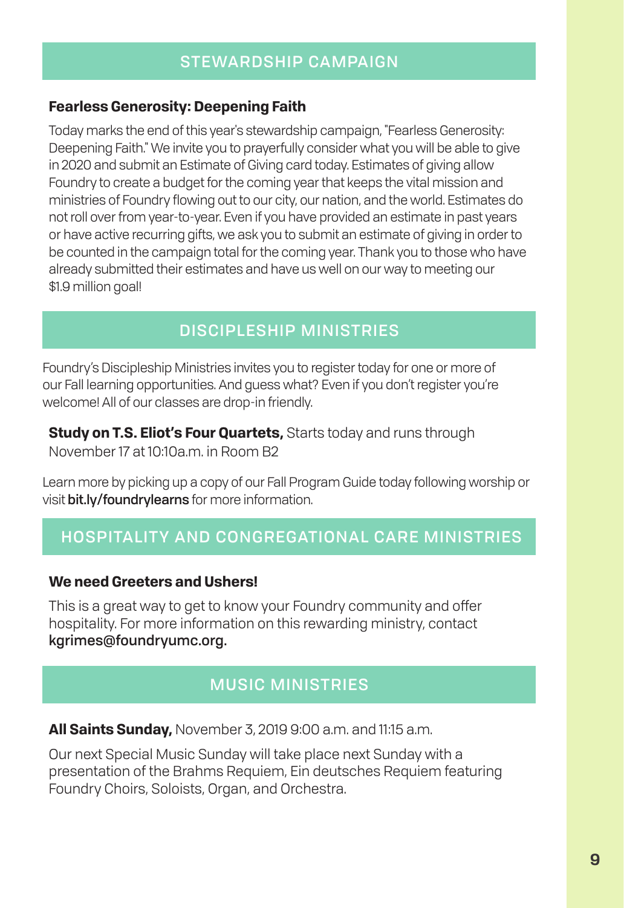## STEWARDSHIP CAMPAIGN

### Fearless Generosity: Deepening Faith

Today marks the end of this year's stewardship campaign, "Fearless Generosity: Deepening Faith." We invite you to prayerfully consider what you will be able to give in 2020 and submit an Estimate of Giving card today. Estimates of giving allow Foundry to create a budget for the coming year that keeps the vital mission and ministries of Foundry flowing out to our city, our nation, and the world. Estimates do not roll over from year-to-year. Even if you have provided an estimate in past years or have active recurring gifts, we ask you to submit an estimate of giving in order to be counted in the campaign total for the coming year. Thank you to those who have already submitted their estimates and have us well on our way to meeting our $1.9 million goal!

## DISCIPLESHIP MINISTRIES

Foundry's Discipleship Ministries invites you to register today for one or more of our Fall learning opportunities. And guess what? Even if you don't register you're welcome! All of our classes are drop-in friendly.

**Study on T.S. Eliot's Four Quartets,** Starts today and runs through November 17 at 10:10a.m. in Room B2

Learn more by picking up a copy of our Fall Program Guide today following worship or visit **bit.ly/foundrylearns** for more information.

## HOSPITALITY AND CONGREGATIONAL CARE MINISTRIES

### We need Greeters and Ushers!

This is a great way to get to know your Foundry community and offer hospitality. For more information on this rewarding ministry, contact **kgrimes@foundryumc.org.**

## MUSIC MINISTRIES

**All Saints Sunday,** November 3, 2019 9:00 a.m. and 11:15 a.m.

Our next Special Music Sunday will take place next Sunday with a presentation of the Brahms Requiem, Ein deutsches Requiem featuring Foundry Choirs, Soloists, Organ, and Orchestra.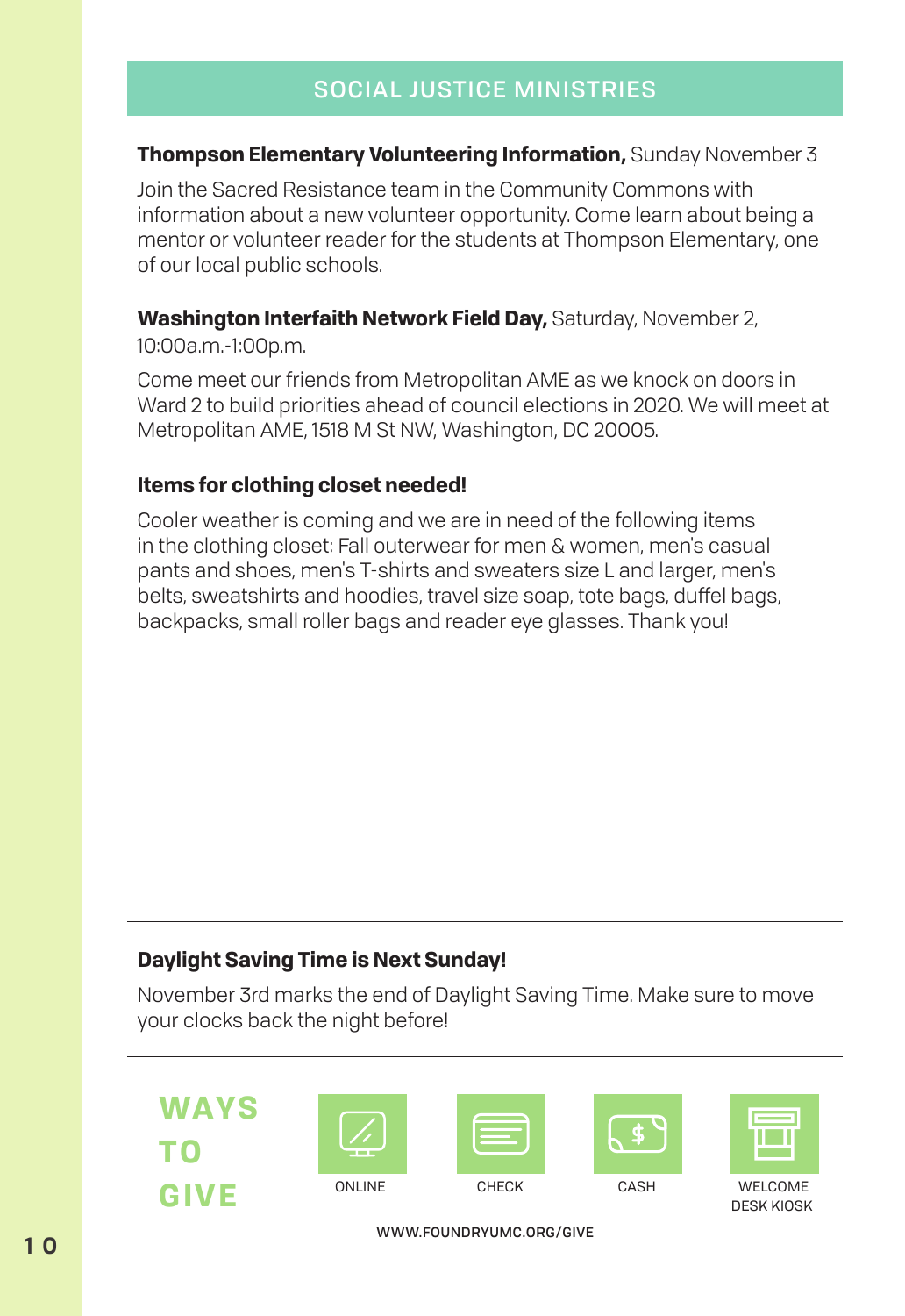## SOCIAL JUSTICE MINISTRIES

**Thompson Elementary Volunteering Information,** Sunday November 3

Join the Sacred Resistance team in the Community Commons with information about a new volunteer opportunity. Come learn about being a mentor or volunteer reader for the students at Thompson Elementary, one of our local public schools.

**Washington Interfaith Network Field Day,** Saturday, November 2, 10:00a.m.-1:00p.m.

Come meet our friends from Metropolitan AME as we knock on doors in Ward 2 to build priorities ahead of council elections in 2020. We will meet at Metropolitan AME, 1518 M St NW, Washington, DC 20005.

**Items for clothing closet needed!**

Cooler weather is coming and we are in need of the following items in the clothing closet: Fall outerwear for men & women, men's casual pants and shoes, men's T-shirts and sweaters size L and larger, men's belts, sweatshirts and hoodies, travel size soap, tote bags, duffel bags, backpacks, small roller bags and reader eye glasses. Thank you!

---

**Daylight Saving Time is Next Sunday!**

November 3rd marks the end of Daylight Saving Time. Make sure to move your clocks back the night before!

---

**WAYS TO GIVE**

ONLINE | CHECK | CASH | WELCOME DESK KIOSK

WWW.FOUNDRYUMC.ORG/GIVE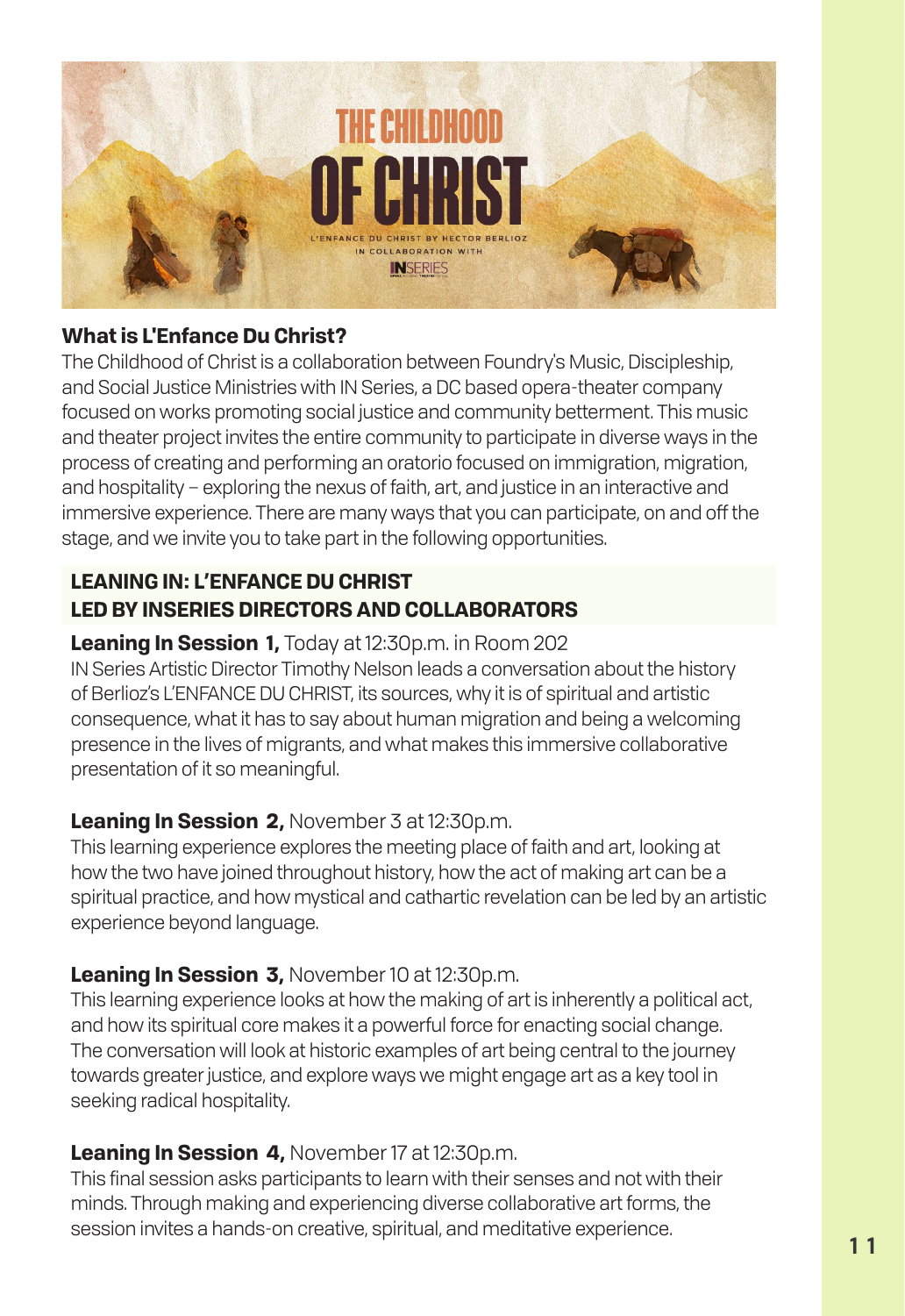# THE CHILDHOOD OF CHRIST

L'ENFANCE DU CHRIST BY HECTOR BERLIOZ
IN COLLABORATION WITH
INSERIES

**What is L'Enfance Du Christ?**

The Childhood of Christ is a collaboration between Foundry's Music, Discipleship, and Social Justice Ministries with IN Series, a DC based opera-theater company focused on works promoting social justice and community betterment. This music and theater project invites the entire community to participate in diverse ways in the process of creating and performing an oratorio focused on immigration, migration, and hospitality – exploring the nexus of faith, art, and justice in an interactive and immersive experience. There are many ways that you can participate, on and off the stage, and we invite you to take part in the following opportunities.

## LEANING IN: L'ENFANCE DU CHRIST
## LED BY INSERIES DIRECTORS AND COLLABORATORS

**Leaning In Session 1,** Today at 12:30p.m. in Room 202
IN Series Artistic Director Timothy Nelson leads a conversation about the history of Berlioz's L'ENFANCE DU CHRIST, its sources, why it is of spiritual and artistic consequence, what it has to say about human migration and being a welcoming presence in the lives of migrants, and what makes this immersive collaborative presentation of it so meaningful.

**Leaning In Session 2,** November 3 at 12:30p.m.
This learning experience explores the meeting place of faith and art, looking at how the two have joined throughout history, how the act of making art can be a spiritual practice, and how mystical and cathartic revelation can be led by an artistic experience beyond language.

**Leaning In Session 3,** November 10 at 12:30p.m.
This learning experience looks at how the making of art is inherently a political act, and how its spiritual core makes it a powerful force for enacting social change. The conversation will look at historic examples of art being central to the journey towards greater justice, and explore ways we might engage art as a key tool in seeking radical hospitality.

**Leaning In Session 4,** November 17 at 12:30p.m.
This final session asks participants to learn with their senses and not with their minds. Through making and experiencing diverse collaborative art forms, the session invites a hands-on creative, spiritual, and meditative experience.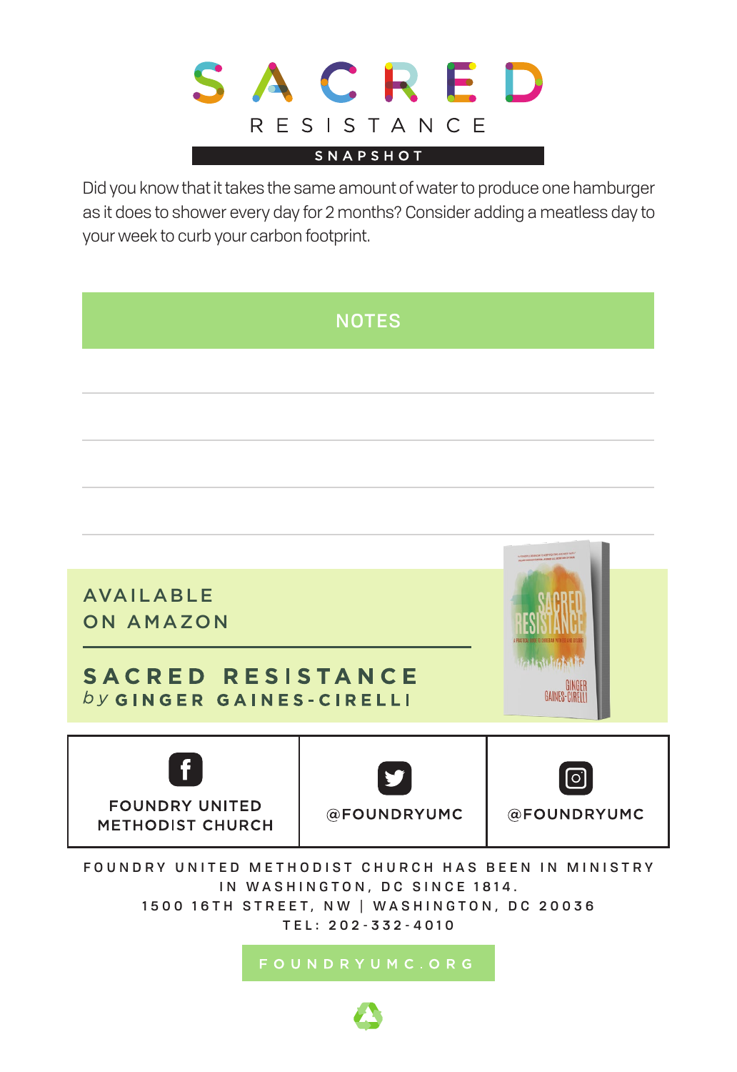# SACRED

## RESISTANCE

### SNAPSHOT

Did you know that it takes the same amount of water to produce one hamburger as it does to shower every day for 2 months? Consider adding a meatless day to your week to curb your carbon footprint.

## NOTES

AVAILABLE ON AMAZON

**SACRED RESISTANCE**
*by* **GINGER GAINES-CIRELLI**

| | | |
|---|---|---|
| FOUNDRY UNITED METHODIST CHURCH | @FOUNDRYUMC | @FOUNDRYUMC |

FOUNDRY UNITED METHODIST CHURCH HAS BEEN IN MINISTRY IN WASHINGTON, DC SINCE 1814.
1500 16TH STREET, NW | WASHINGTON, DC 20036
TEL: 202-332-4010

FOUNDRYUMC.ORG